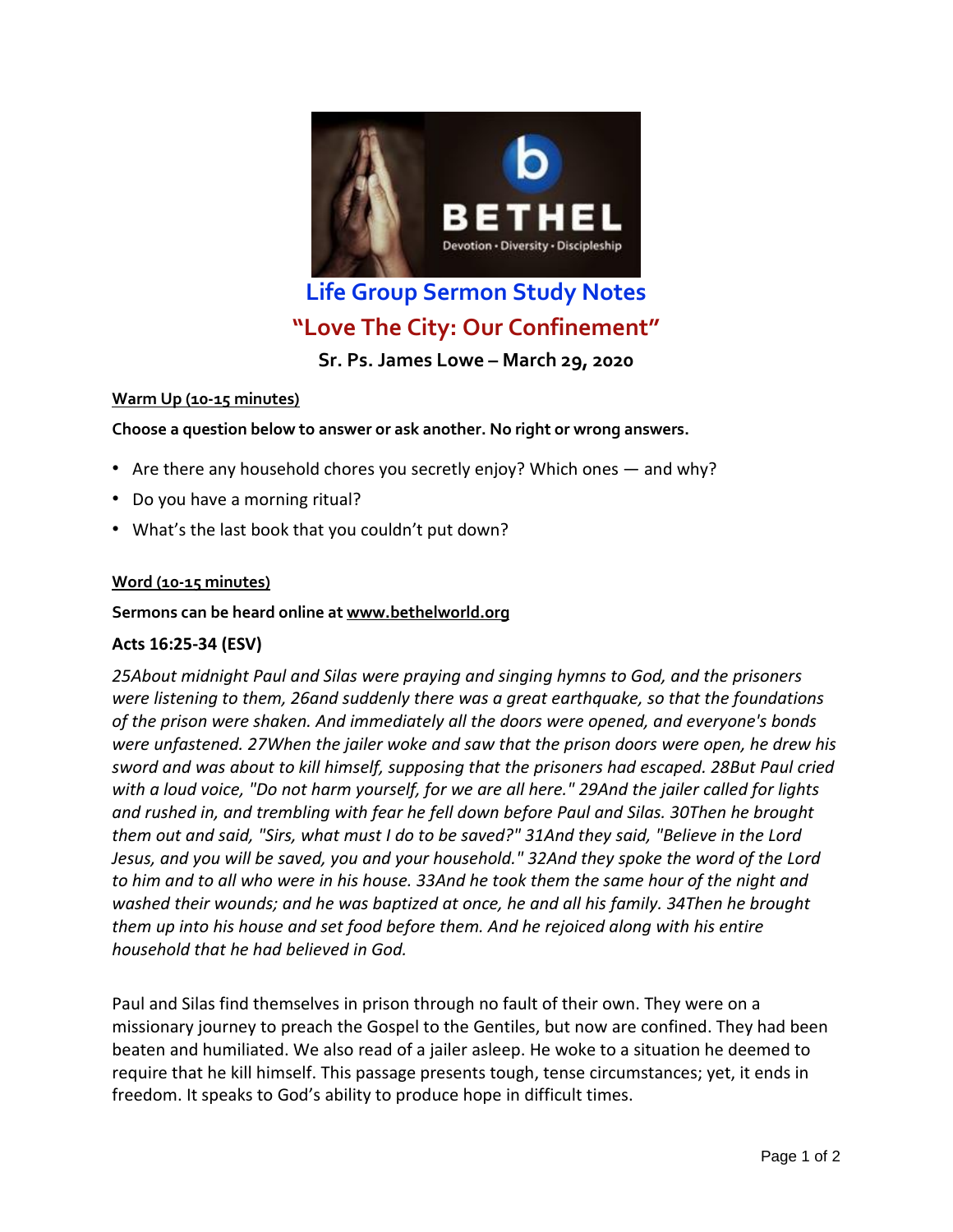# Life Group Sermon Study Notes

## "Love The City: Our Confinement"

**Sr. Ps. James Lowe – March 29, 2020**

**Warm Up (10-15 minutes)**

**Choose a question below to answer or ask another. No right or wrong answers.**

- Are there any household chores you secretly enjoy? Which ones — and why?
- Do you have a morning ritual?
- What's the last book that you couldn't put down?

**Word (10-15 minutes)**

**Sermons can be heard online at www.bethelworld.org**

**Acts 16:25-34 (ESV)**

*25About midnight Paul and Silas were praying and singing hymns to God, and the prisoners were listening to them, 26and suddenly there was a great earthquake, so that the foundations of the prison were shaken. And immediately all the doors were opened, and everyone's bonds were unfastened. 27When the jailer woke and saw that the prison doors were open, he drew his sword and was about to kill himself, supposing that the prisoners had escaped. 28But Paul cried with a loud voice, "Do not harm yourself, for we are all here." 29And the jailer called for lights and rushed in, and trembling with fear he fell down before Paul and Silas. 30Then he brought them out and said, "Sirs, what must I do to be saved?" 31And they said, "Believe in the Lord Jesus, and you will be saved, you and your household." 32And they spoke the word of the Lord to him and to all who were in his house. 33And he took them the same hour of the night and washed their wounds; and he was baptized at once, he and all his family. 34Then he brought them up into his house and set food before them. And he rejoiced along with his entire household that he had believed in God.*

Paul and Silas find themselves in prison through no fault of their own. They were on a missionary journey to preach the Gospel to the Gentiles, but now are confined. They had been beaten and humiliated. We also read of a jailer asleep. He woke to a situation he deemed to require that he kill himself. This passage presents tough, tense circumstances; yet, it ends in freedom. It speaks to God's ability to produce hope in difficult times.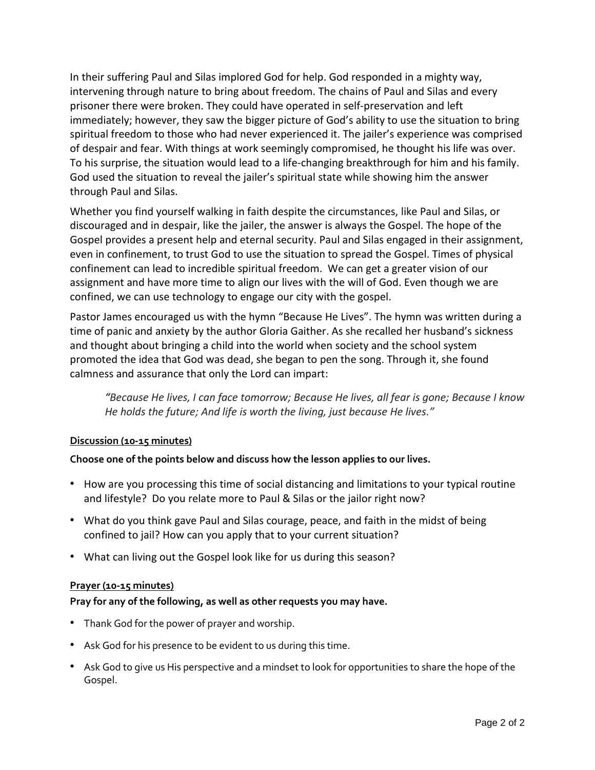In their suffering Paul and Silas implored God for help. God responded in a mighty way, intervening through nature to bring about freedom. The chains of Paul and Silas and every prisoner there were broken. They could have operated in self-preservation and left immediately; however, they saw the bigger picture of God's ability to use the situation to bring spiritual freedom to those who had never experienced it. The jailer's experience was comprised of despair and fear. With things at work seemingly compromised, he thought his life was over. To his surprise, the situation would lead to a life-changing breakthrough for him and his family. God used the situation to reveal the jailer's spiritual state while showing him the answer through Paul and Silas.

Whether you find yourself walking in faith despite the circumstances, like Paul and Silas, or discouraged and in despair, like the jailer, the answer is always the Gospel. The hope of the Gospel provides a present help and eternal security. Paul and Silas engaged in their assignment, even in confinement, to trust God to use the situation to spread the Gospel. Times of physical confinement can lead to incredible spiritual freedom. We can get a greater vision of our assignment and have more time to align our lives with the will of God. Even though we are confined, we can use technology to engage our city with the gospel.

Pastor James encouraged us with the hymn "Because He Lives". The hymn was written during a time of panic and anxiety by the author Gloria Gaither. As she recalled her husband's sickness and thought about bringing a child into the world when society and the school system promoted the idea that God was dead, she began to pen the song. Through it, she found calmness and assurance that only the Lord can impart:

> *"Because He lives, I can face tomorrow; Because He lives, all fear is gone; Because I know He holds the future; And life is worth the living, just because He lives."*

**<u>Discussion (10-15 minutes)</u>**

**Choose one of the points below and discuss how the lesson applies to our lives.**

- How are you processing this time of social distancing and limitations to your typical routine and lifestyle? Do you relate more to Paul & Silas or the jailor right now?
- What do you think gave Paul and Silas courage, peace, and faith in the midst of being confined to jail? How can you apply that to your current situation?
- What can living out the Gospel look like for us during this season?

**<u>Prayer (10-15 minutes)</u>**

**Pray for any of the following, as well as other requests you may have.**

- Thank God for the power of prayer and worship.
- Ask God for his presence to be evident to us during this time.
- Ask God to give us His perspective and a mindset to look for opportunities to share the hope of the Gospel.